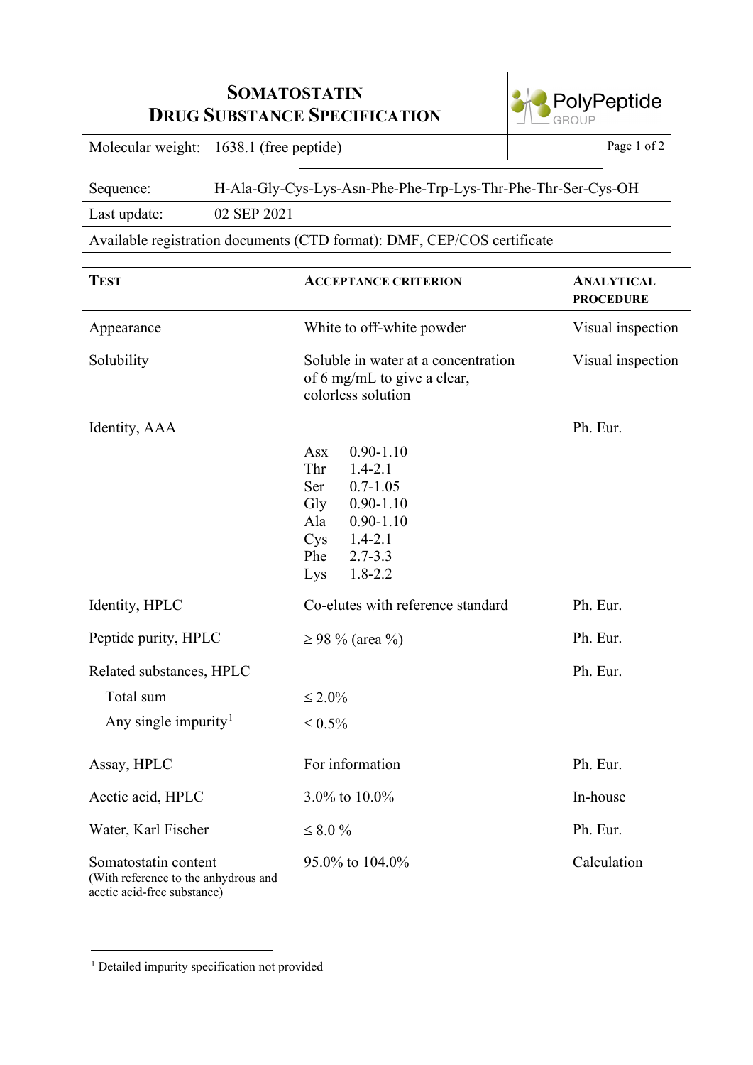# SOMATOSTATIN DRUG SUBSTANCE SPECIFICATION

PolyPeptide GROUP

| | |
|---|---|
| Molecular weight: | 1638.1 (free peptide) |
| Sequence: | H-Ala-Gly-Cys-Lys-Asn-Phe-Phe-Trp-Lys-Thr-Phe-Thr-Ser-Cys-OH |
| Last update: | 02 SEP 2021 |

Available registration documents (CTD format): DMF, CEP/COS certificate

| TEST | ACCEPTANCE CRITERION | ANALYTICAL PROCEDURE |
|---|---|---|
| Appearance | White to off-white powder | Visual inspection |
| Solubility | Soluble in water at a concentration of 6 mg/mL to give a clear, colorless solution | Visual inspection |
| Identity, AAA | Asx 0.90-1.10<br>Thr 1.4-2.1<br>Ser 0.7-1.05<br>Gly 0.90-1.10<br>Ala 0.90-1.10<br>Cys 1.4-2.1<br>Phe 2.7-3.3<br>Lys 1.8-2.2 | Ph. Eur. |
| Identity, HPLC | Co-elutes with reference standard | Ph. Eur. |
| Peptide purity, HPLC | ≥ 98 % (area %) | Ph. Eur. |
| Related substances, HPLC | | Ph. Eur. |
| Total sum | ≤ 2.0% | |
| Any single impurity[1] | ≤ 0.5% | |
| Assay, HPLC | For information | Ph. Eur. |
| Acetic acid, HPLC | 3.0% to 10.0% | In-house |
| Water, Karl Fischer | ≤ 8.0 % | Ph. Eur. |
| Somatostatin content (With reference to the anhydrous and acetic acid-free substance) | 95.0% to 104.0% | Calculation |

[1] Detailed impurity specification not provided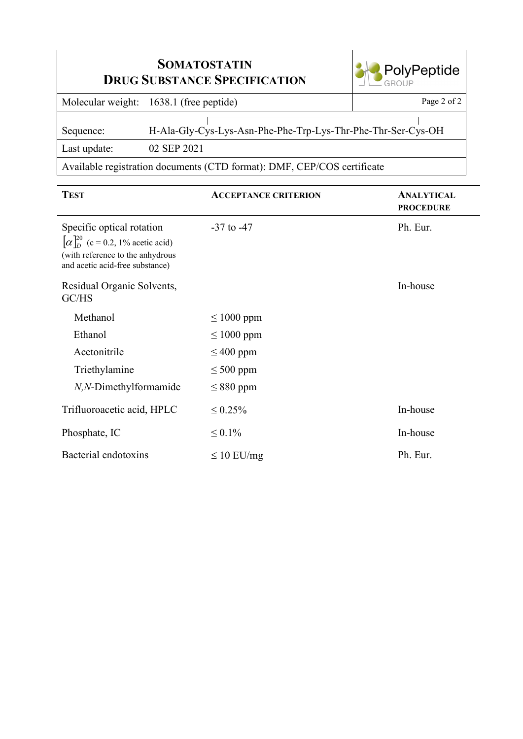# SOMATOSTATIN
# DRUG SUBSTANCE SPECIFICATION

PolyPeptide GROUP

| | |
|---|---|
| Molecular weight: | 1638.1 (free peptide) |
| Sequence: | H-Ala-Gly-Cys-Lys-Asn-Phe-Phe-Trp-Lys-Thr-Phe-Thr-Ser-Cys-OH |
| Last update: | 02 SEP 2021 |

Available registration documents (CTD format): DMF, CEP/COS certificate

| TEST | ACCEPTANCE CRITERION | ANALYTICAL PROCEDURE |
|---|---|---|
| Specific optical rotation $[\alpha]_D^{20}$ (c = 0.2, 1% acetic acid) (with reference to the anhydrous and acetic acid-free substance) | -37 to -47 | Ph. Eur. |
| Residual Organic Solvents, GC/HS | | In-house |
| Methanol | ≤ 1000 ppm | |
| Ethanol | ≤ 1000 ppm | |
| Acetonitrile | ≤ 400 ppm | |
| Triethylamine | ≤ 500 ppm | |
| *N,N*-Dimethylformamide | ≤ 880 ppm | |
| Trifluoroacetic acid, HPLC | ≤ 0.25% | In-house |
| Phosphate, IC | ≤ 0.1% | In-house |
| Bacterial endotoxins | ≤ 10 EU/mg | Ph. Eur. |